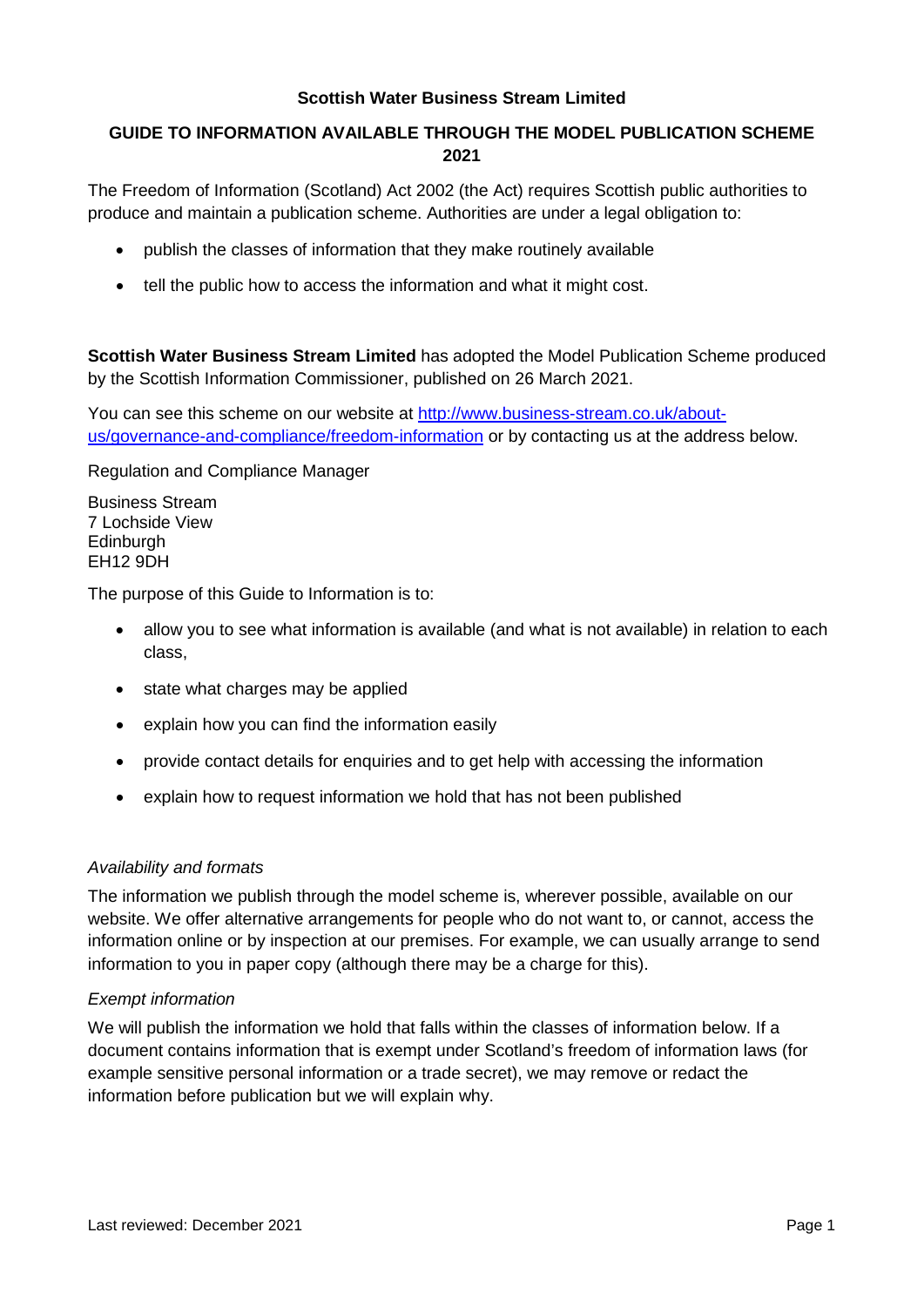**Scottish Water Business Stream Limited**

# GUIDE TO INFORMATION AVAILABLE THROUGH THE MODEL PUBLICATION SCHEME 2021

The Freedom of Information (Scotland) Act 2002 (the Act) requires Scottish public authorities to produce and maintain a publication scheme. Authorities are under a legal obligation to:

- publish the classes of information that they make routinely available
- tell the public how to access the information and what it might cost.

**Scottish Water Business Stream Limited** has adopted the Model Publication Scheme produced by the Scottish Information Commissioner, published on 26 March 2021.

You can see this scheme on our website at [http://www.business-stream.co.uk/about-us/governance-and-compliance/freedom-information](http://www.business-stream.co.uk/about-us/governance-and-compliance/freedom-information) or by contacting us at the address below.

Regulation and Compliance Manager

Business Stream
7 Lochside View
Edinburgh
EH12 9DH

The purpose of this Guide to Information is to:

- allow you to see what information is available (and what is not available) in relation to each class,
- state what charges may be applied
- explain how you can find the information easily
- provide contact details for enquiries and to get help with accessing the information
- explain how to request information we hold that has not been published

*Availability and formats*

The information we publish through the model scheme is, wherever possible, available on our website. We offer alternative arrangements for people who do not want to, or cannot, access the information online or by inspection at our premises. For example, we can usually arrange to send information to you in paper copy (although there may be a charge for this).

*Exempt information*

We will publish the information we hold that falls within the classes of information below. If a document contains information that is exempt under Scotland's freedom of information laws (for example sensitive personal information or a trade secret), we may remove or redact the information before publication but we will explain why.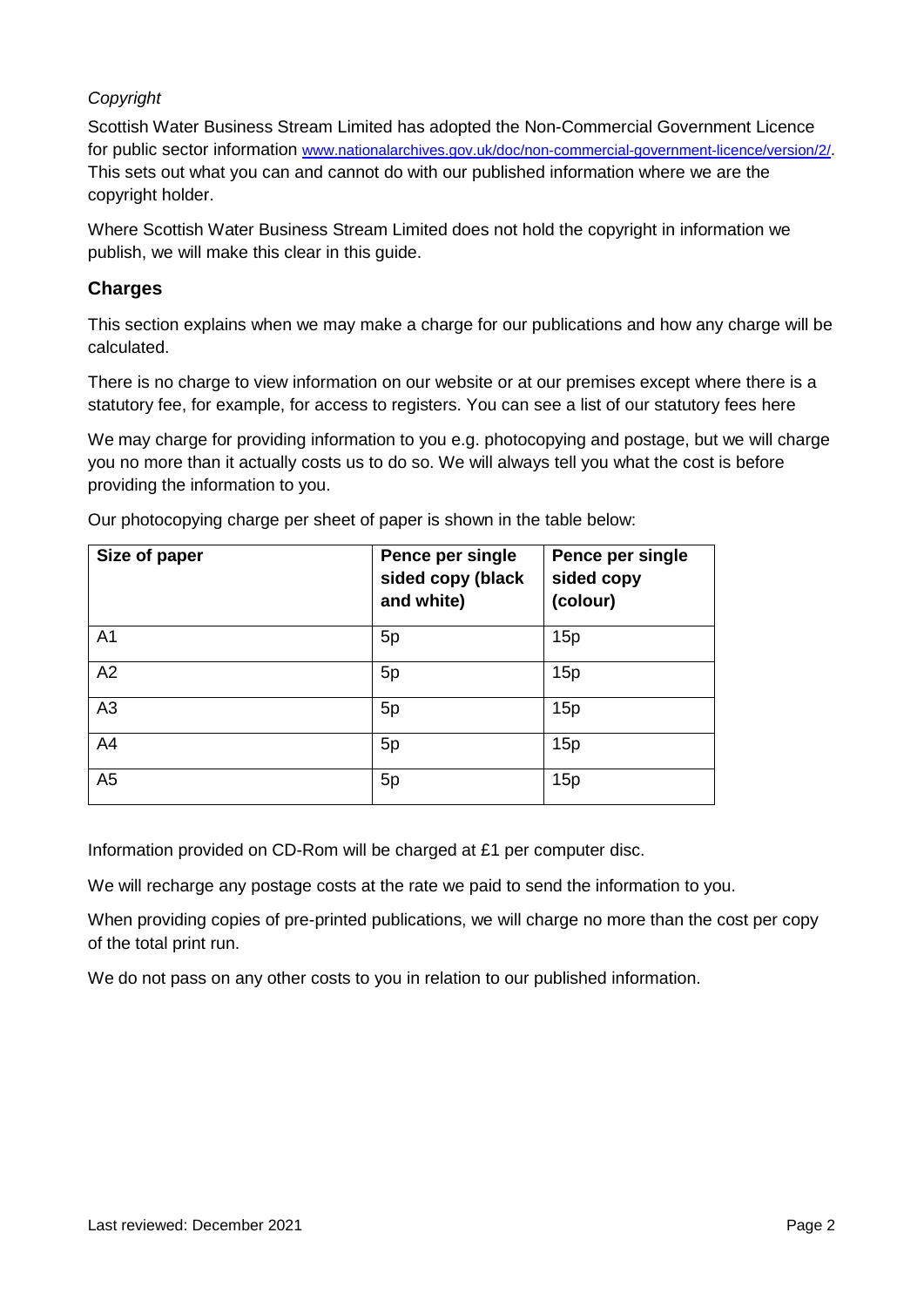*Copyright*

Scottish Water Business Stream Limited has adopted the Non-Commercial Government Licence for public sector information www.nationalarchives.gov.uk/doc/non-commercial-government-licence/version/2/. This sets out what you can and cannot do with our published information where we are the copyright holder.

Where Scottish Water Business Stream Limited does not hold the copyright in information we publish, we will make this clear in this guide.

## Charges

This section explains when we may make a charge for our publications and how any charge will be calculated.

There is no charge to view information on our website or at our premises except where there is a statutory fee, for example, for access to registers. You can see a list of our statutory fees here

We may charge for providing information to you e.g. photocopying and postage, but we will charge you no more than it actually costs us to do so. We will always tell you what the cost is before providing the information to you.

Our photocopying charge per sheet of paper is shown in the table below:

| Size of paper | Pence per single sided copy (black and white) | Pence per single sided copy (colour) |
|---|---|---|
| A1 | 5p | 15p |
| A2 | 5p | 15p |
| A3 | 5p | 15p |
| A4 | 5p | 15p |
| A5 | 5p | 15p |

Information provided on CD-Rom will be charged at £1 per computer disc.

We will recharge any postage costs at the rate we paid to send the information to you.

When providing copies of pre-printed publications, we will charge no more than the cost per copy of the total print run.

We do not pass on any other costs to you in relation to our published information.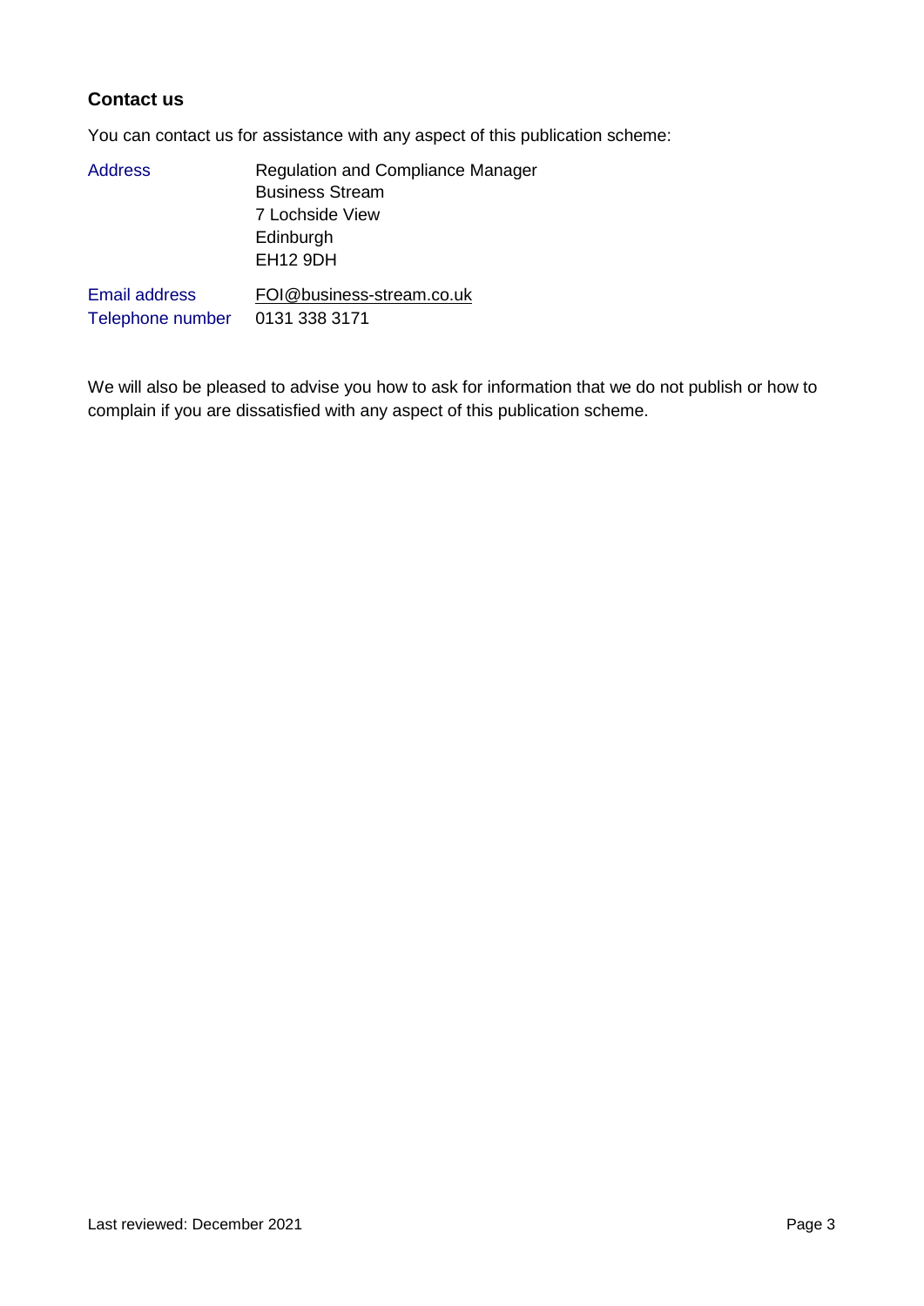## Contact us

You can contact us for assistance with any aspect of this publication scheme:

| | |
|---|---|
| Address | Regulation and Compliance Manager<br>Business Stream<br>7 Lochside View<br>Edinburgh<br>EH12 9DH |
| Email address | FOI@business-stream.co.uk |
| Telephone number | 0131 338 3171 |

We will also be pleased to advise you how to ask for information that we do not publish or how to complain if you are dissatisfied with any aspect of this publication scheme.

Last reviewed: December 2021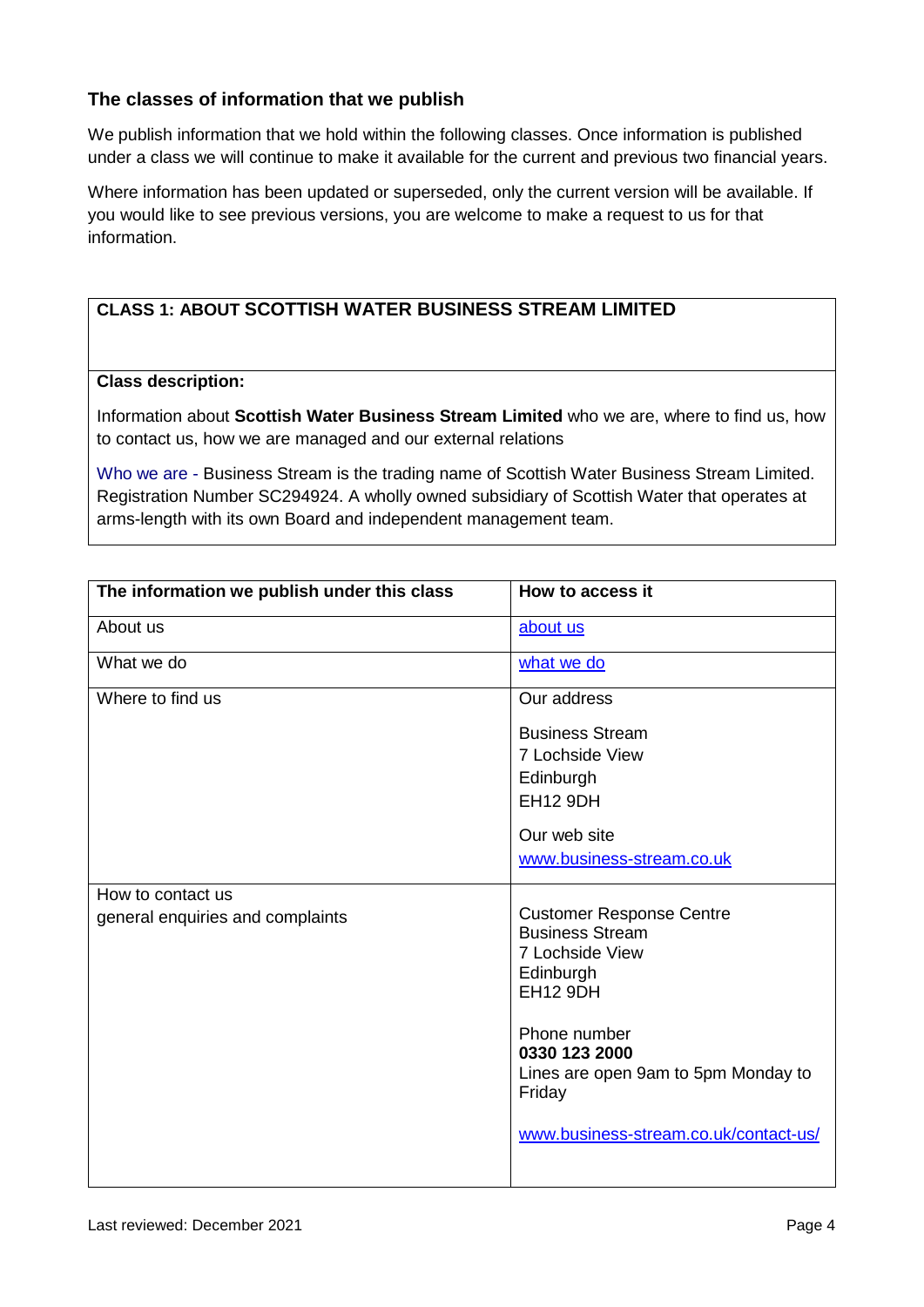## The classes of information that we publish

We publish information that we hold within the following classes. Once information is published under a class we will continue to make it available for the current and previous two financial years.

Where information has been updated or superseded, only the current version will be available. If you would like to see previous versions, you are welcome to make a request to us for that information.

| **CLASS 1: ABOUT SCOTTISH WATER BUSINESS STREAM LIMITED** |
|---|
| **Class description:**<br><br>Information about **Scottish Water Business Stream Limited** who we are, where to find us, how to contact us, how we are managed and our external relations<br><br>Who we are - Business Stream is the trading name of Scottish Water Business Stream Limited. Registration Number SC294924. A wholly owned subsidiary of Scottish Water that operates at arms-length with its own Board and independent management team. |

| The information we publish under this class | How to access it |
|---|---|
| About us | [about us]() |
| What we do | [what we do]() |
| Where to find us | Our address<br><br>Business Stream<br>7 Lochside View<br>Edinburgh<br>EH12 9DH<br><br>Our web site<br>[www.business-stream.co.uk](http://www.business-stream.co.uk) |
| How to contact us<br>general enquiries and complaints | Customer Response Centre<br>Business Stream<br>7 Lochside View<br>Edinburgh<br>EH12 9DH<br><br>Phone number<br>**0330 123 2000**<br>Lines are open 9am to 5pm Monday to Friday<br><br>[www.business-stream.co.uk/contact-us/](http://www.business-stream.co.uk/contact-us/) |

Last reviewed: December 2021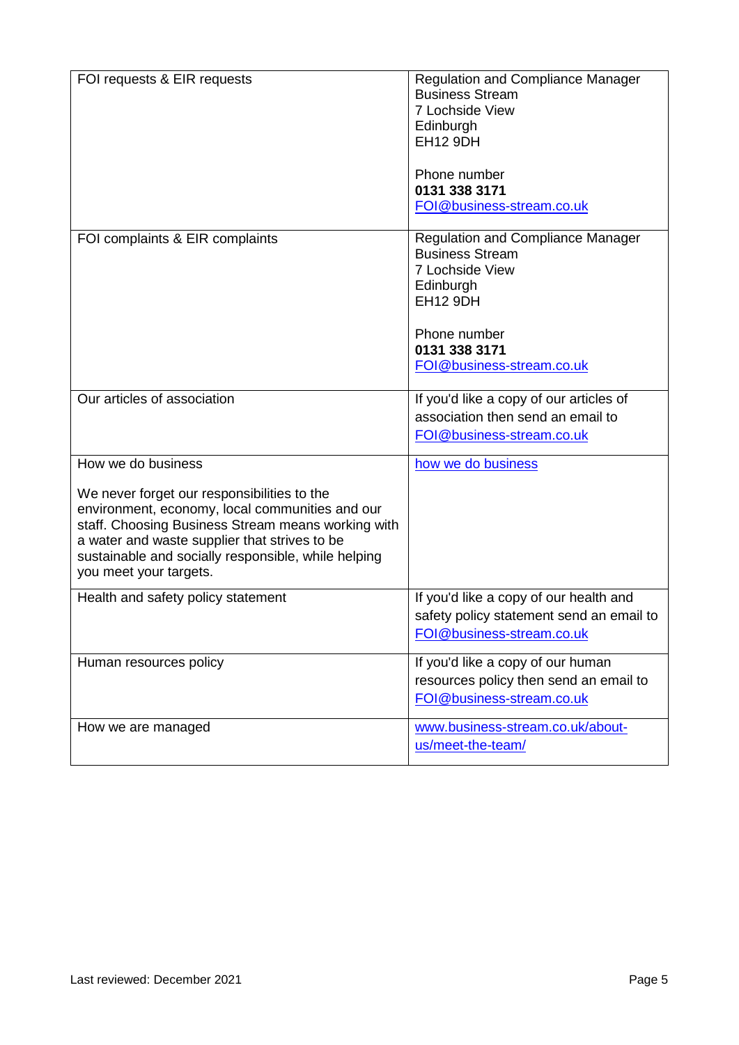| FOI requests & EIR requests | Regulation and Compliance Manager<br>Business Stream<br>7 Lochside View<br>Edinburgh<br>EH12 9DH<br><br>Phone number<br>**0131 338 3171**<br>FOI@business-stream.co.uk |
|---|---|
| FOI complaints & EIR complaints | Regulation and Compliance Manager<br>Business Stream<br>7 Lochside View<br>Edinburgh<br>EH12 9DH<br><br>Phone number<br>**0131 338 3171**<br>FOI@business-stream.co.uk |
| Our articles of association | If you'd like a copy of our articles of association then send an email to FOI@business-stream.co.uk |
| How we do business<br><br>We never forget our responsibilities to the environment, economy, local communities and our staff. Choosing Business Stream means working with a water and waste supplier that strives to be sustainable and socially responsible, while helping you meet your targets. | how we do business |
| Health and safety policy statement | If you'd like a copy of our health and safety policy statement send an email to FOI@business-stream.co.uk |
| Human resources policy | If you'd like a copy of our human resources policy then send an email to FOI@business-stream.co.uk |
| How we are managed | www.business-stream.co.uk/about-us/meet-the-team/ |

Last reviewed: December 2021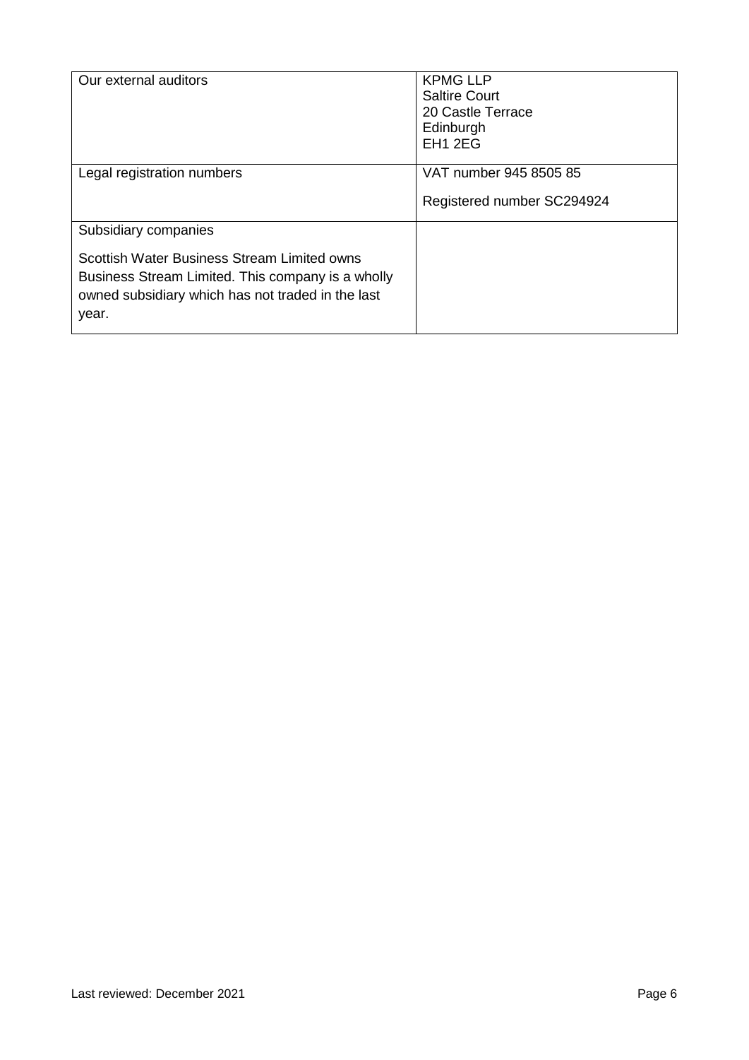| Our external auditors | KPMG LLP<br>Saltire Court<br>20 Castle Terrace<br>Edinburgh<br>EH1 2EG |
|---|---|
| Legal registration numbers | VAT number 945 8505 85<br><br>Registered number SC294924 |
| Subsidiary companies<br><br>Scottish Water Business Stream Limited owns Business Stream Limited. This company is a wholly owned subsidiary which has not traded in the last year. | |

Last reviewed: December 2021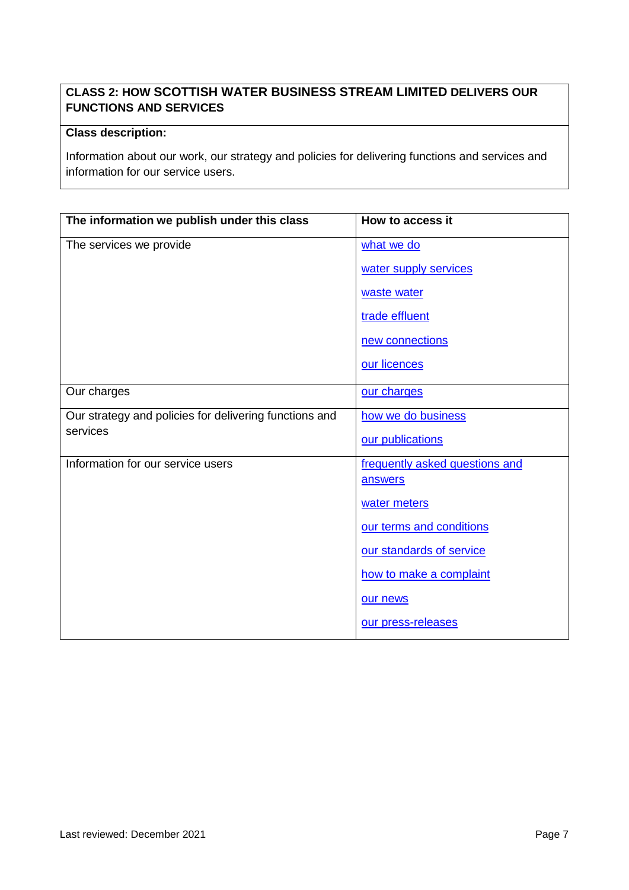## CLASS 2: HOW SCOTTISH WATER BUSINESS STREAM LIMITED DELIVERS OUR FUNCTIONS AND SERVICES

**Class description:**

Information about our work, our strategy and policies for delivering functions and services and information for our service users.

| The information we publish under this class | How to access it |
| --- | --- |
| The services we provide | what we do<br><br>water supply services<br><br>waste water<br><br>trade effluent<br><br>new connections<br><br>our licences |
| Our charges | our charges |
| Our strategy and policies for delivering functions and services | how we do business<br><br>our publications |
| Information for our service users | frequently asked questions and answers<br><br>water meters<br><br>our terms and conditions<br><br>our standards of service<br><br>how to make a complaint<br><br>our news<br><br>our press-releases |

Last reviewed: December 2021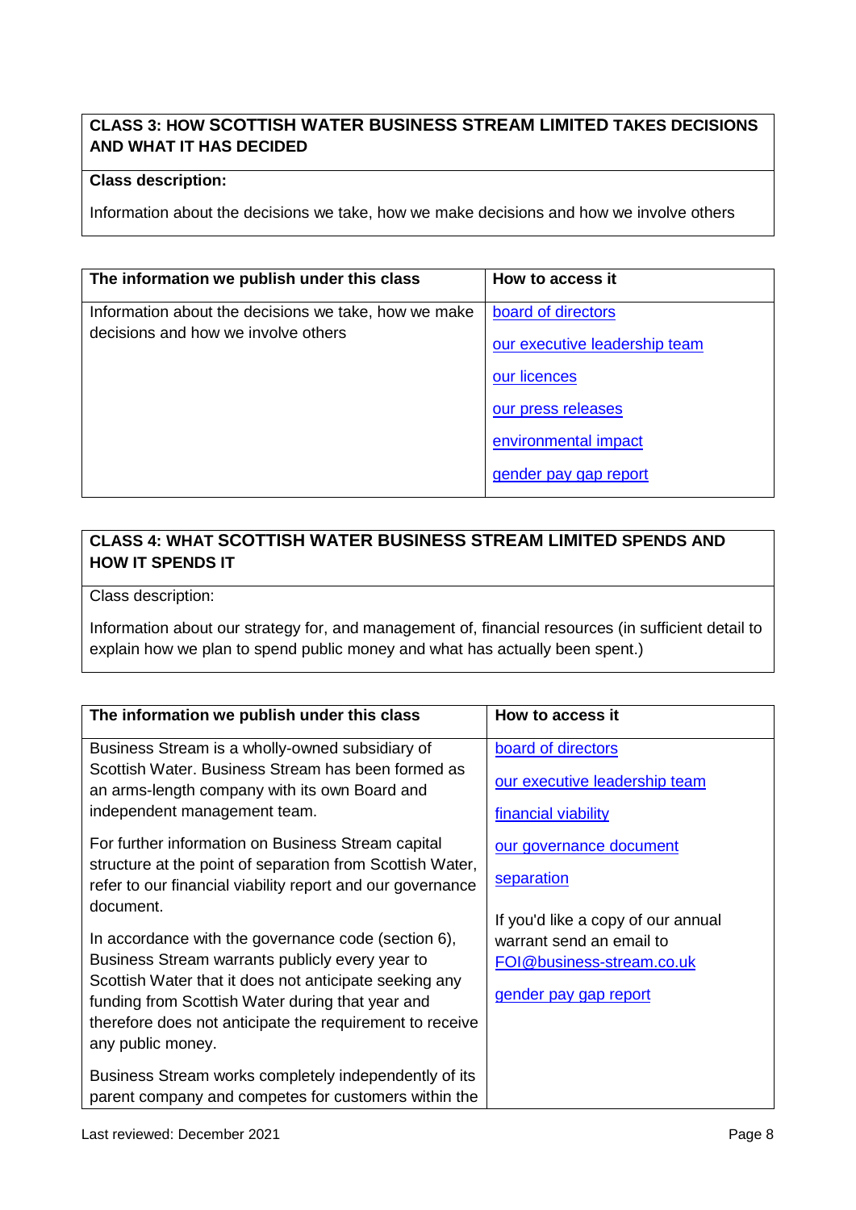| CLASS 3: HOW SCOTTISH WATER BUSINESS STREAM LIMITED TAKES DECISIONS AND WHAT IT HAS DECIDED |
|---|
| **Class description:**<br><br>Information about the decisions we take, how we make decisions and how we involve others |

| The information we publish under this class | How to access it |
|---|---|
| Information about the decisions we take, how we make decisions and how we involve others | board of directors<br><br>our executive leadership team<br><br>our licences<br><br>our press releases<br><br>environmental impact<br><br>gender pay gap report |

| CLASS 4: WHAT SCOTTISH WATER BUSINESS STREAM LIMITED SPENDS AND HOW IT SPENDS IT |
|---|
| Class description:<br><br>Information about our strategy for, and management of, financial resources (in sufficient detail to explain how we plan to spend public money and what has actually been spent.) |

| The information we publish under this class | How to access it |
|---|---|
| Business Stream is a wholly-owned subsidiary of Scottish Water. Business Stream has been formed as an arms-length company with its own Board and independent management team.<br><br>For further information on Business Stream capital structure at the point of separation from Scottish Water, refer to our financial viability report and our governance document.<br><br>In accordance with the governance code (section 6), Business Stream warrants publicly every year to Scottish Water that it does not anticipate seeking any funding from Scottish Water during that year and therefore does not anticipate the requirement to receive any public money.<br><br>Business Stream works completely independently of its parent company and competes for customers within the | board of directors<br><br>our executive leadership team<br><br>financial viability<br><br>our governance document<br><br>separation<br><br>If you'd like a copy of our annual warrant send an email to FOI@business-stream.co.uk<br><br>gender pay gap report |

Last reviewed: December 2021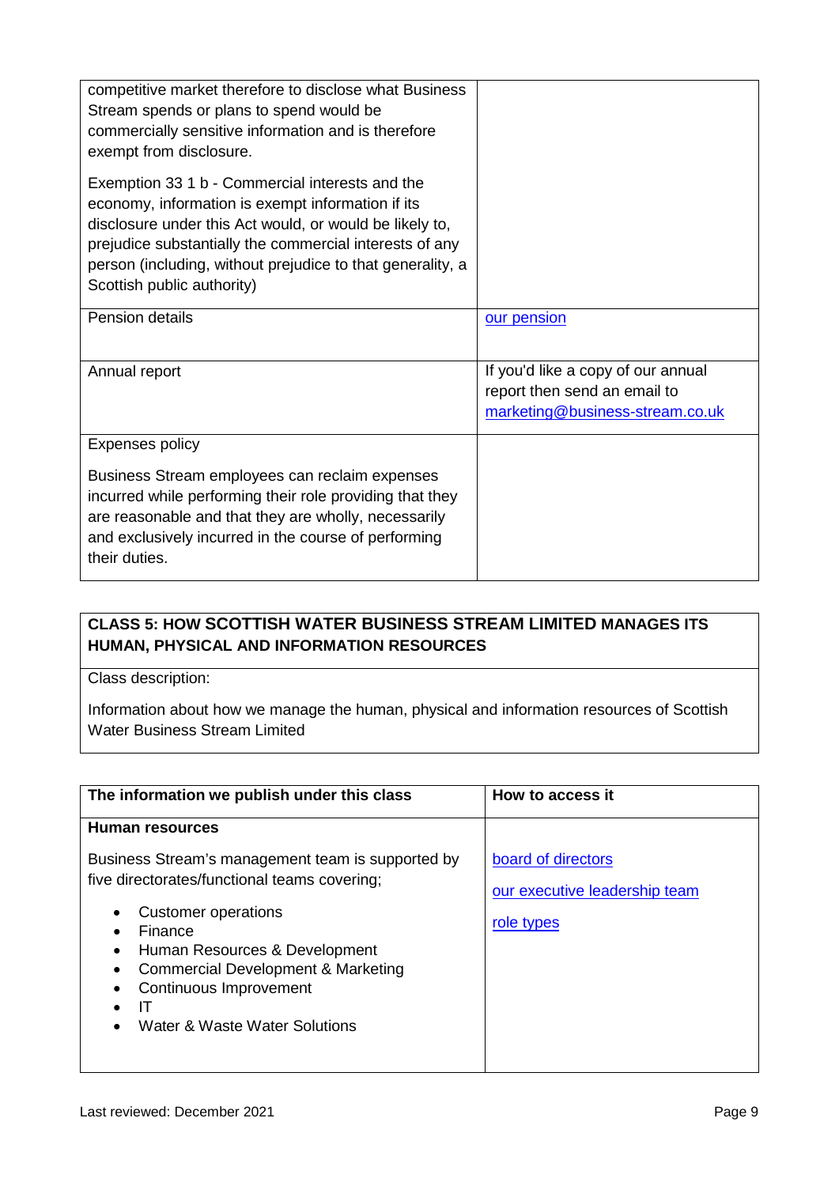| | |
|---|---|
| competitive market therefore to disclose what Business Stream spends or plans to spend would be commercially sensitive information and is therefore exempt from disclosure.<br><br>Exemption 33 1 b - Commercial interests and the economy, information is exempt information if its disclosure under this Act would, or would be likely to, prejudice substantially the commercial interests of any person (including, without prejudice to that generality, a Scottish public authority) | |
| Pension details | our pension |
| Annual report | If you'd like a copy of our annual report then send an email to marketing@business-stream.co.uk |
| Expenses policy<br><br>Business Stream employees can reclaim expenses incurred while performing their role providing that they are reasonable and that they are wholly, necessarily and exclusively incurred in the course of performing their duties. | |

## CLASS 5: HOW SCOTTISH WATER BUSINESS STREAM LIMITED MANAGES ITS HUMAN, PHYSICAL AND INFORMATION RESOURCES

Class description:

Information about how we manage the human, physical and information resources of Scottish Water Business Stream Limited

| The information we publish under this class | How to access it |
|---|---|
| **Human resources**<br><br>Business Stream's management team is supported by five directorates/functional teams covering;<br>• Customer operations<br>• Finance<br>• Human Resources & Development<br>• Commercial Development & Marketing<br>• Continuous Improvement<br>• IT<br>• Water & Waste Water Solutions | board of directors<br><br>our executive leadership team<br><br>role types |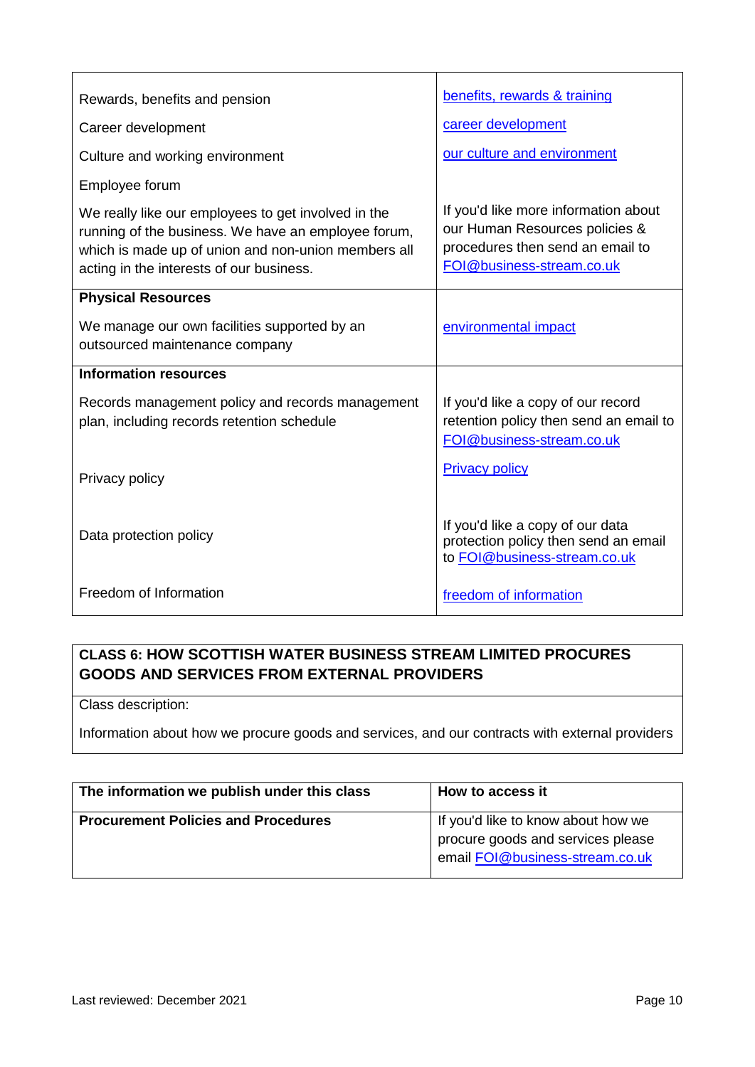| | |
|---|---|
| Rewards, benefits and pension | benefits, rewards & training |
| Career development | career development |
| Culture and working environment | our culture and environment |
| Employee forum<br><br>We really like our employees to get involved in the running of the business. We have an employee forum, which is made up of union and non-union members all acting in the interests of our business. | If you'd like more information about our Human Resources policies & procedures then send an email to FOI@business-stream.co.uk |
| **Physical Resources**<br><br>We manage our own facilities supported by an outsourced maintenance company | environmental impact |
| **Information resources**<br><br>Records management policy and records management plan, including records retention schedule | If you'd like a copy of our record retention policy then send an email to FOI@business-stream.co.uk |
| Privacy policy | Privacy policy |
| Data protection policy | If you'd like a copy of our data protection policy then send an email to FOI@business-stream.co.uk |
| Freedom of Information | freedom of information |

## CLASS 6: HOW SCOTTISH WATER BUSINESS STREAM LIMITED PROCURES GOODS AND SERVICES FROM EXTERNAL PROVIDERS

Class description:

Information about how we procure goods and services, and our contracts with external providers

| The information we publish under this class | How to access it |
|---|---|
| **Procurement Policies and Procedures** | If you'd like to know about how we procure goods and services please email FOI@business-stream.co.uk |

Last reviewed: December 2021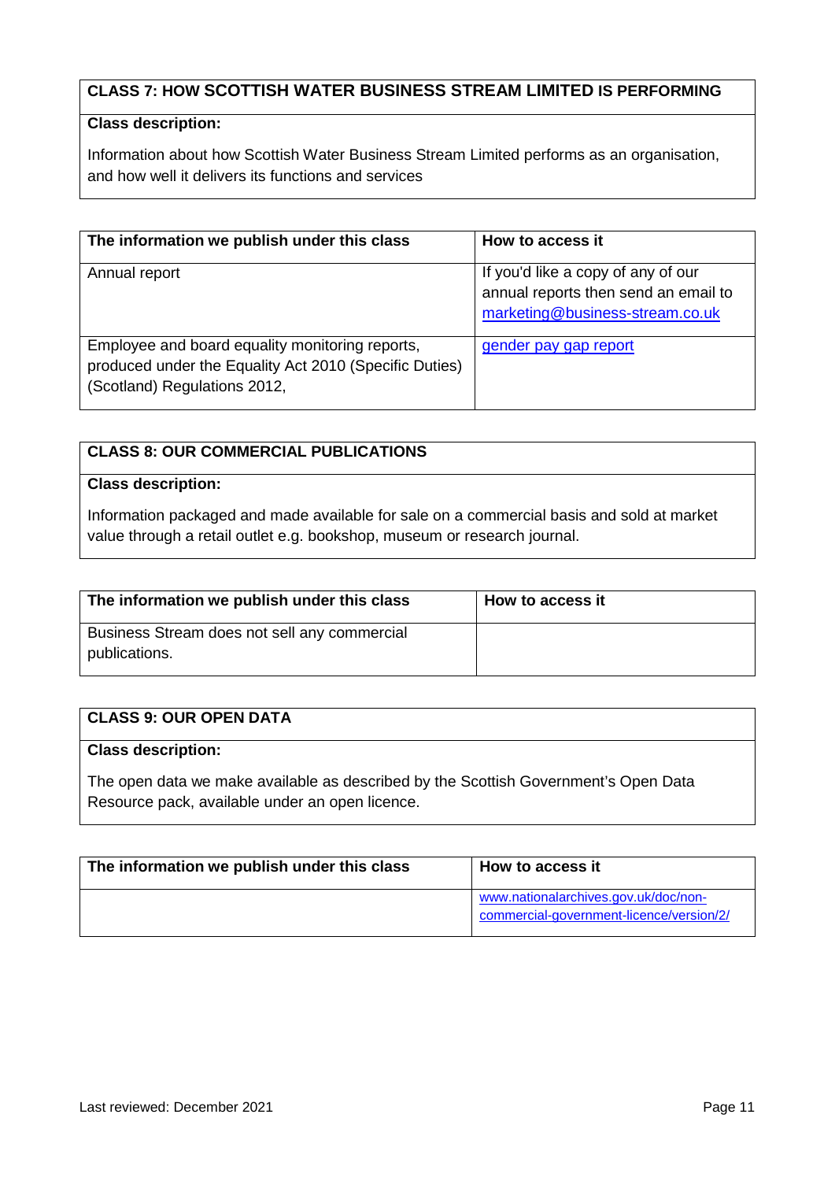## CLASS 7: HOW SCOTTISH WATER BUSINESS STREAM LIMITED IS PERFORMING

**Class description:**

Information about how Scottish Water Business Stream Limited performs as an organisation, and how well it delivers its functions and services

| The information we publish under this class | How to access it |
|---|---|
| Annual report | If you'd like a copy of any of our annual reports then send an email to marketing@business-stream.co.uk |
| Employee and board equality monitoring reports, produced under the Equality Act 2010 (Specific Duties) (Scotland) Regulations 2012, | gender pay gap report |

## CLASS 8: OUR COMMERCIAL PUBLICATIONS

**Class description:**

Information packaged and made available for sale on a commercial basis and sold at market value through a retail outlet e.g. bookshop, museum or research journal.

| The information we publish under this class | How to access it |
|---|---|
| Business Stream does not sell any commercial publications. | |

## CLASS 9: OUR OPEN DATA

**Class description:**

The open data we make available as described by the Scottish Government's Open Data Resource pack, available under an open licence.

| The information we publish under this class | How to access it |
|---|---|
| | www.nationalarchives.gov.uk/doc/non-commercial-government-licence/version/2/ |

Last reviewed: December 2021